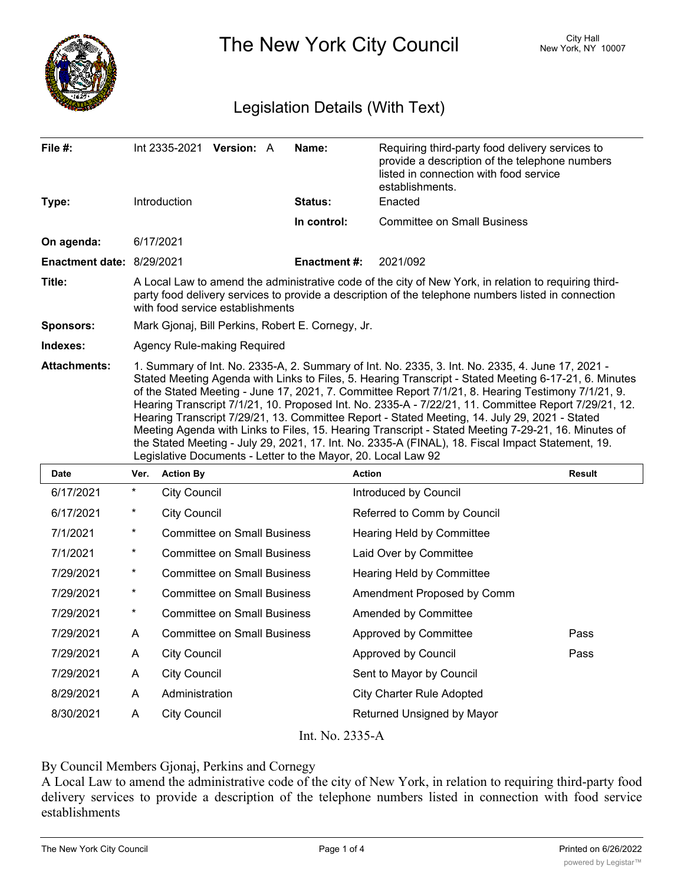# The New York City Council

City Hall
New York, NY 10007

## Legislation Details (With Text)

| | | | |
|---|---|---|---|
| **File #:** | Int 2335-2021 **Version:** A | **Name:** | Requiring third-party food delivery services to provide a description of the telephone numbers listed in connection with food service establishments. |
| **Type:** | Introduction | **Status:** | Enacted |
| | | **In control:** | Committee on Small Business |
| **On agenda:** | 6/17/2021 | | |
| **Enactment date:** | 8/29/2021 | **Enactment #:** | 2021/092 |
| **Title:** | A Local Law to amend the administrative code of the city of New York, in relation to requiring third-party food delivery services to provide a description of the telephone numbers listed in connection with food service establishments | | |
| **Sponsors:** | Mark Gjonaj, Bill Perkins, Robert E. Cornegy, Jr. | | |
| **Indexes:** | Agency Rule-making Required | | |
| **Attachments:** | 1. Summary of Int. No. 2335-A, 2. Summary of Int. No. 2335, 3. Int. No. 2335, 4. June 17, 2021 - Stated Meeting Agenda with Links to Files, 5. Hearing Transcript - Stated Meeting 6-17-21, 6. Minutes of the Stated Meeting - June 17, 2021, 7. Committee Report 7/1/21, 8. Hearing Testimony 7/1/21, 9. Hearing Transcript 7/1/21, 10. Proposed Int. No. 2335-A - 7/22/21, 11. Committee Report 7/29/21, 12. Hearing Transcript 7/29/21, 13. Committee Report - Stated Meeting, 14. July 29, 2021 - Stated Meeting Agenda with Links to Files, 15. Hearing Transcript - Stated Meeting 7-29-21, 16. Minutes of the Stated Meeting - July 29, 2021, 17. Int. No. 2335-A (FINAL), 18. Fiscal Impact Statement, 19. Legislative Documents - Letter to the Mayor, 20. Local Law 92 | | |

| Date | Ver. | Action By | Action | Result |
|---|---|---|---|---|
| 6/17/2021 | * | City Council | Introduced by Council | |
| 6/17/2021 | * | City Council | Referred to Comm by Council | |
| 7/1/2021 | * | Committee on Small Business | Hearing Held by Committee | |
| 7/1/2021 | * | Committee on Small Business | Laid Over by Committee | |
| 7/29/2021 | * | Committee on Small Business | Hearing Held by Committee | |
| 7/29/2021 | * | Committee on Small Business | Amendment Proposed by Comm | |
| 7/29/2021 | * | Committee on Small Business | Amended by Committee | |
| 7/29/2021 | A | Committee on Small Business | Approved by Committee | Pass |
| 7/29/2021 | A | City Council | Approved by Council | Pass |
| 7/29/2021 | A | City Council | Sent to Mayor by Council | |
| 8/29/2021 | A | Administration | City Charter Rule Adopted | |
| 8/30/2021 | A | City Council | Returned Unsigned by Mayor | |

Int. No. 2335-A

By Council Members Gjonaj, Perkins and Cornegy

A Local Law to amend the administrative code of the city of New York, in relation to requiring third-party food delivery services to provide a description of the telephone numbers listed in connection with food service establishments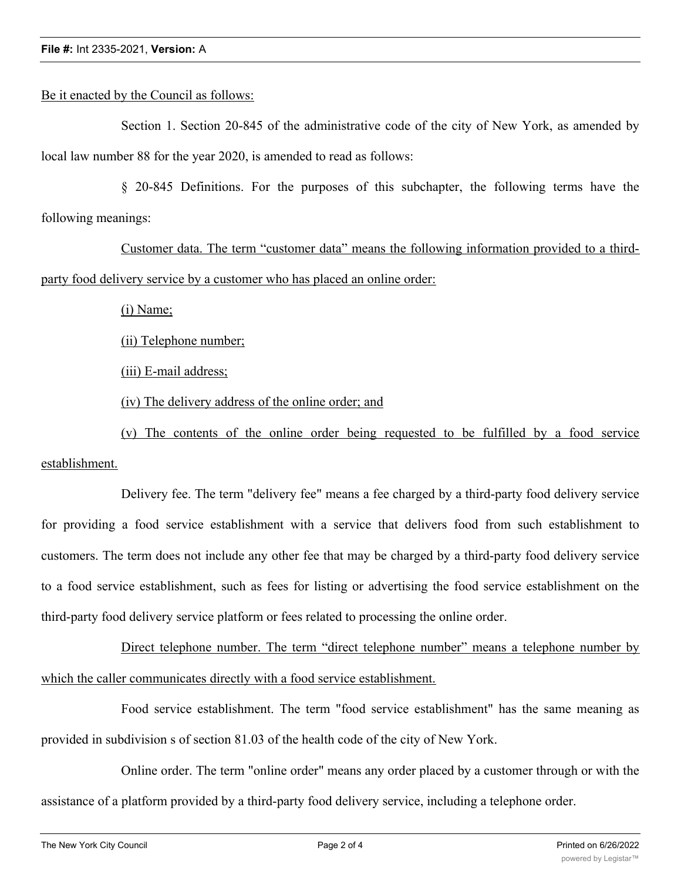Be it enacted by the Council as follows:

Section 1. Section 20-845 of the administrative code of the city of New York, as amended by local law number 88 for the year 2020, is amended to read as follows:

§ 20-845 Definitions. For the purposes of this subchapter, the following terms have the following meanings:

Customer data. The term "customer data" means the following information provided to a third-party food delivery service by a customer who has placed an online order:

(i) Name;

(ii) Telephone number;

(iii) E-mail address;

(iv) The delivery address of the online order; and

(v) The contents of the online order being requested to be fulfilled by a food service establishment.

Delivery fee. The term "delivery fee" means a fee charged by a third-party food delivery service for providing a food service establishment with a service that delivers food from such establishment to customers. The term does not include any other fee that may be charged by a third-party food delivery service to a food service establishment, such as fees for listing or advertising the food service establishment on the third-party food delivery service platform or fees related to processing the online order.

Direct telephone number. The term "direct telephone number" means a telephone number by which the caller communicates directly with a food service establishment.

Food service establishment. The term "food service establishment" has the same meaning as provided in subdivision s of section 81.03 of the health code of the city of New York.

Online order. The term "online order" means any order placed by a customer through or with the assistance of a platform provided by a third-party food delivery service, including a telephone order.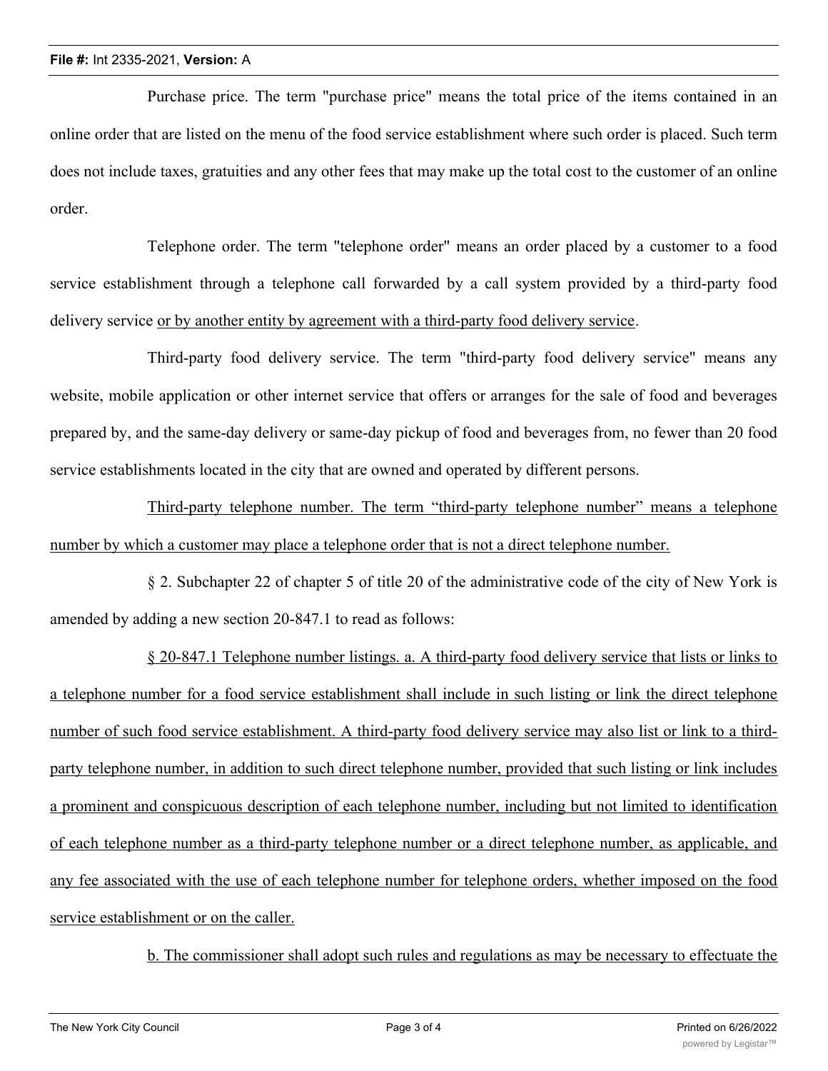Purchase price. The term "purchase price" means the total price of the items contained in an online order that are listed on the menu of the food service establishment where such order is placed. Such term does not include taxes, gratuities and any other fees that may make up the total cost to the customer of an online order.

Telephone order. The term "telephone order" means an order placed by a customer to a food service establishment through a telephone call forwarded by a call system provided by a third-party food delivery service <u>or by another entity by agreement with a third-party food delivery service</u>.

Third-party food delivery service. The term "third-party food delivery service" means any website, mobile application or other internet service that offers or arranges for the sale of food and beverages prepared by, and the same-day delivery or same-day pickup of food and beverages from, no fewer than 20 food service establishments located in the city that are owned and operated by different persons.

<u>Third-party telephone number. The term "third-party telephone number" means a telephone number by which a customer may place a telephone order that is not a direct telephone number.</u>

§ 2. Subchapter 22 of chapter 5 of title 20 of the administrative code of the city of New York is amended by adding a new section 20-847.1 to read as follows:

<u>§ 20-847.1 Telephone number listings. a. A third-party food delivery service that lists or links to a telephone number for a food service establishment shall include in such listing or link the direct telephone number of such food service establishment. A third-party food delivery service may also list or link to a third-party telephone number, in addition to such direct telephone number, provided that such listing or link includes a prominent and conspicuous description of each telephone number, including but not limited to identification of each telephone number as a third-party telephone number or a direct telephone number, as applicable, and any fee associated with the use of each telephone number for telephone orders, whether imposed on the food service establishment or on the caller.</u>

<u>b. The commissioner shall adopt such rules and regulations as may be necessary to effectuate the</u>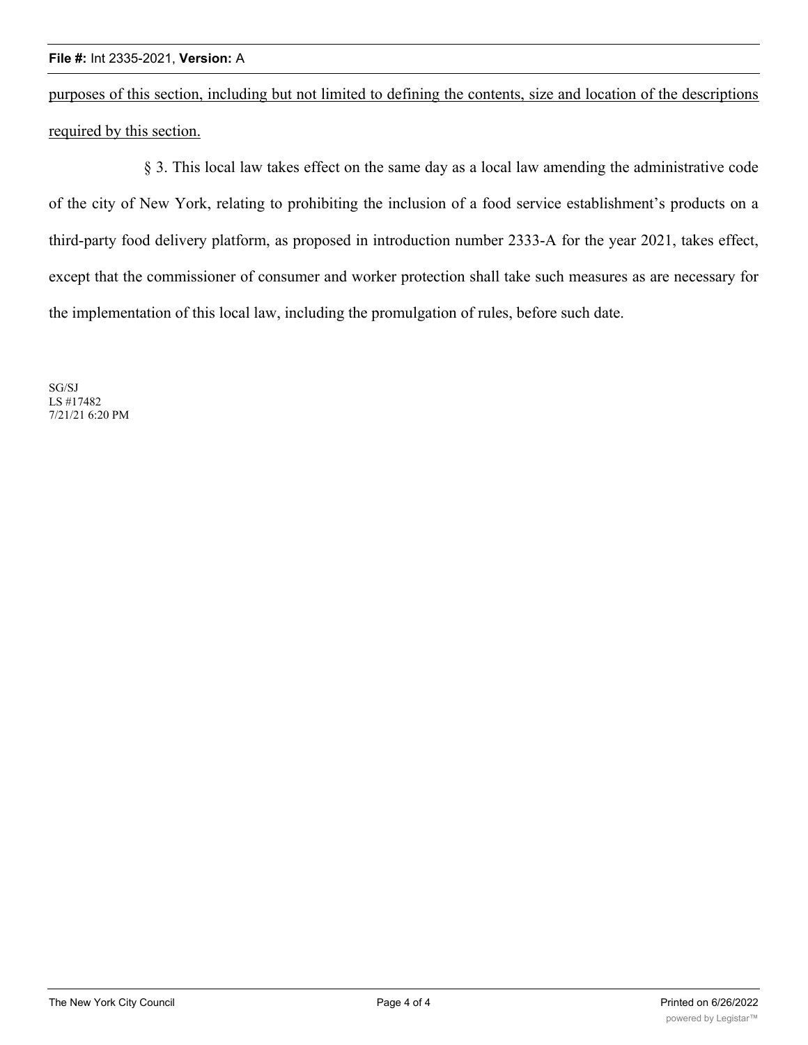purposes of this section, including but not limited to defining the contents, size and location of the descriptions required by this section.

§ 3. This local law takes effect on the same day as a local law amending the administrative code of the city of New York, relating to prohibiting the inclusion of a food service establishment's products on a third-party food delivery platform, as proposed in introduction number 2333-A for the year 2021, takes effect, except that the commissioner of consumer and worker protection shall take such measures as are necessary for the implementation of this local law, including the promulgation of rules, before such date.

SG/SJ
LS #17482
7/21/21 6:20 PM